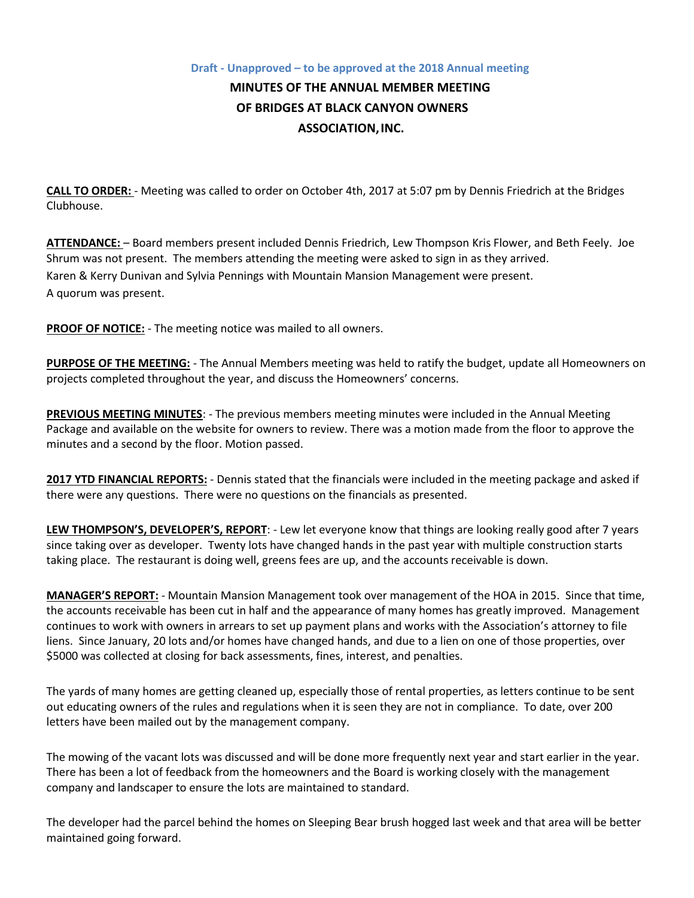**Draft - Unapproved – to be approved at the 2018 Annual meeting**

# MINUTES OF THE ANNUAL MEMBER MEETING OF BRIDGES AT BLACK CANYON OWNERS ASSOCIATION, INC.

**CALL TO ORDER:** - Meeting was called to order on October 4th, 2017 at 5:07 pm by Dennis Friedrich at the Bridges Clubhouse.

**ATTENDANCE:** – Board members present included Dennis Friedrich, Lew Thompson Kris Flower, and Beth Feely. Joe Shrum was not present. The members attending the meeting were asked to sign in as they arrived.
Karen & Kerry Dunivan and Sylvia Pennings with Mountain Mansion Management were present.
A quorum was present.

**PROOF OF NOTICE:** - The meeting notice was mailed to all owners.

**PURPOSE OF THE MEETING:** - The Annual Members meeting was held to ratify the budget, update all Homeowners on projects completed throughout the year, and discuss the Homeowners' concerns.

**PREVIOUS MEETING MINUTES**: - The previous members meeting minutes were included in the Annual Meeting Package and available on the website for owners to review. There was a motion made from the floor to approve the minutes and a second by the floor. Motion passed.

**2017 YTD FINANCIAL REPORTS:** - Dennis stated that the financials were included in the meeting package and asked if there were any questions. There were no questions on the financials as presented.

**LEW THOMPSON'S, DEVELOPER'S, REPORT**: - Lew let everyone know that things are looking really good after 7 years since taking over as developer. Twenty lots have changed hands in the past year with multiple construction starts taking place. The restaurant is doing well, greens fees are up, and the accounts receivable is down.

**MANAGER'S REPORT:** - Mountain Mansion Management took over management of the HOA in 2015. Since that time, the accounts receivable has been cut in half and the appearance of many homes has greatly improved. Management continues to work with owners in arrears to set up payment plans and works with the Association's attorney to file liens. Since January, 20 lots and/or homes have changed hands, and due to a lien on one of those properties, over $5000 was collected at closing for back assessments, fines, interest, and penalties.

The yards of many homes are getting cleaned up, especially those of rental properties, as letters continue to be sent out educating owners of the rules and regulations when it is seen they are not in compliance. To date, over 200 letters have been mailed out by the management company.

The mowing of the vacant lots was discussed and will be done more frequently next year and start earlier in the year. There has been a lot of feedback from the homeowners and the Board is working closely with the management company and landscaper to ensure the lots are maintained to standard.

The developer had the parcel behind the homes on Sleeping Bear brush hogged last week and that area will be better maintained going forward.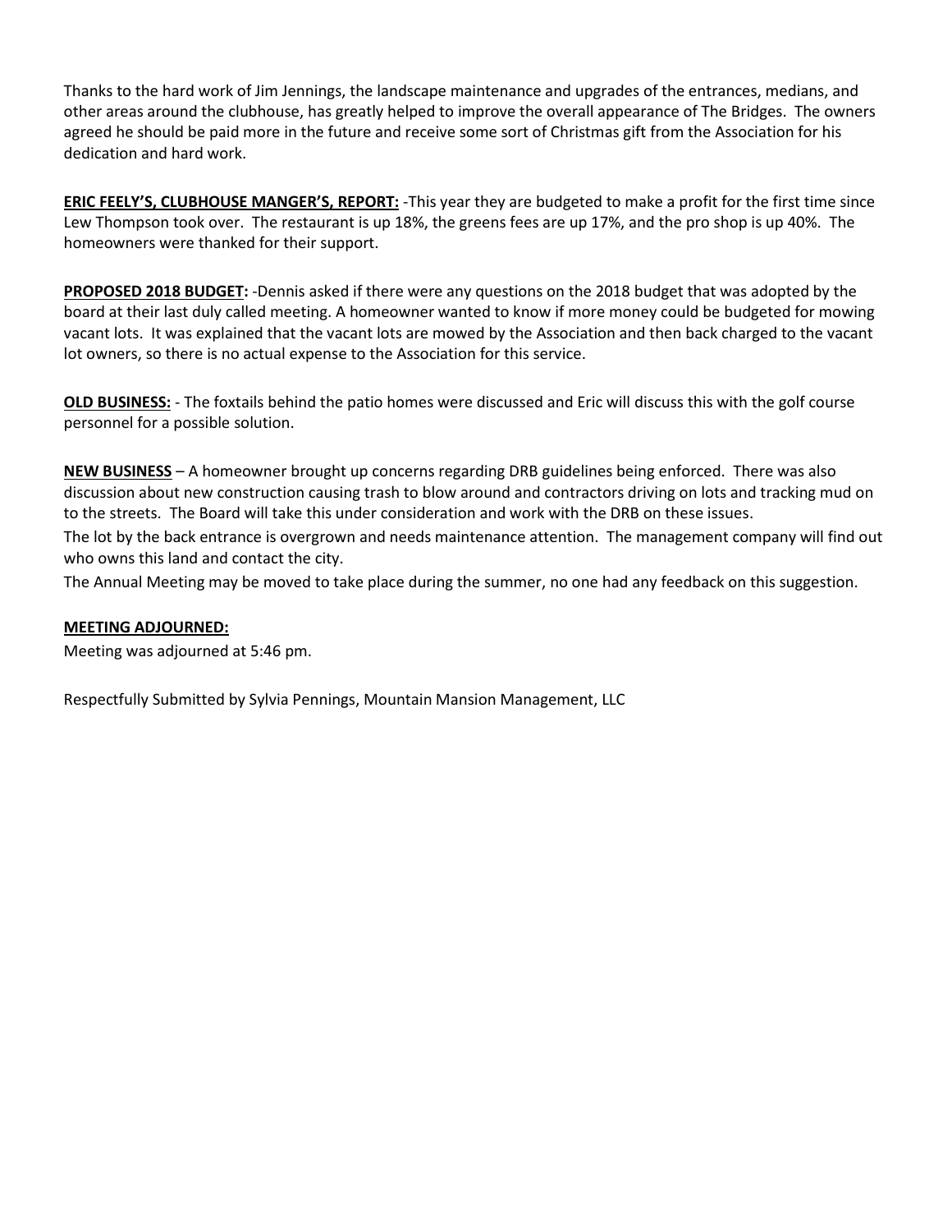Thanks to the hard work of Jim Jennings, the landscape maintenance and upgrades of the entrances, medians, and other areas around the clubhouse, has greatly helped to improve the overall appearance of The Bridges. The owners agreed he should be paid more in the future and receive some sort of Christmas gift from the Association for his dedication and hard work.

**ERIC FEELY'S, CLUBHOUSE MANGER'S, REPORT:** -This year they are budgeted to make a profit for the first time since Lew Thompson took over. The restaurant is up 18%, the greens fees are up 17%, and the pro shop is up 40%. The homeowners were thanked for their support.

**PROPOSED 2018 BUDGET:** -Dennis asked if there were any questions on the 2018 budget that was adopted by the board at their last duly called meeting. A homeowner wanted to know if more money could be budgeted for mowing vacant lots. It was explained that the vacant lots are mowed by the Association and then back charged to the vacant lot owners, so there is no actual expense to the Association for this service.

**OLD BUSINESS:** - The foxtails behind the patio homes were discussed and Eric will discuss this with the golf course personnel for a possible solution.

**NEW BUSINESS** – A homeowner brought up concerns regarding DRB guidelines being enforced. There was also discussion about new construction causing trash to blow around and contractors driving on lots and tracking mud on to the streets. The Board will take this under consideration and work with the DRB on these issues.

The lot by the back entrance is overgrown and needs maintenance attention. The management company will find out who owns this land and contact the city.

The Annual Meeting may be moved to take place during the summer, no one had any feedback on this suggestion.

**MEETING ADJOURNED:**

Meeting was adjourned at 5:46 pm.

Respectfully Submitted by Sylvia Pennings, Mountain Mansion Management, LLC